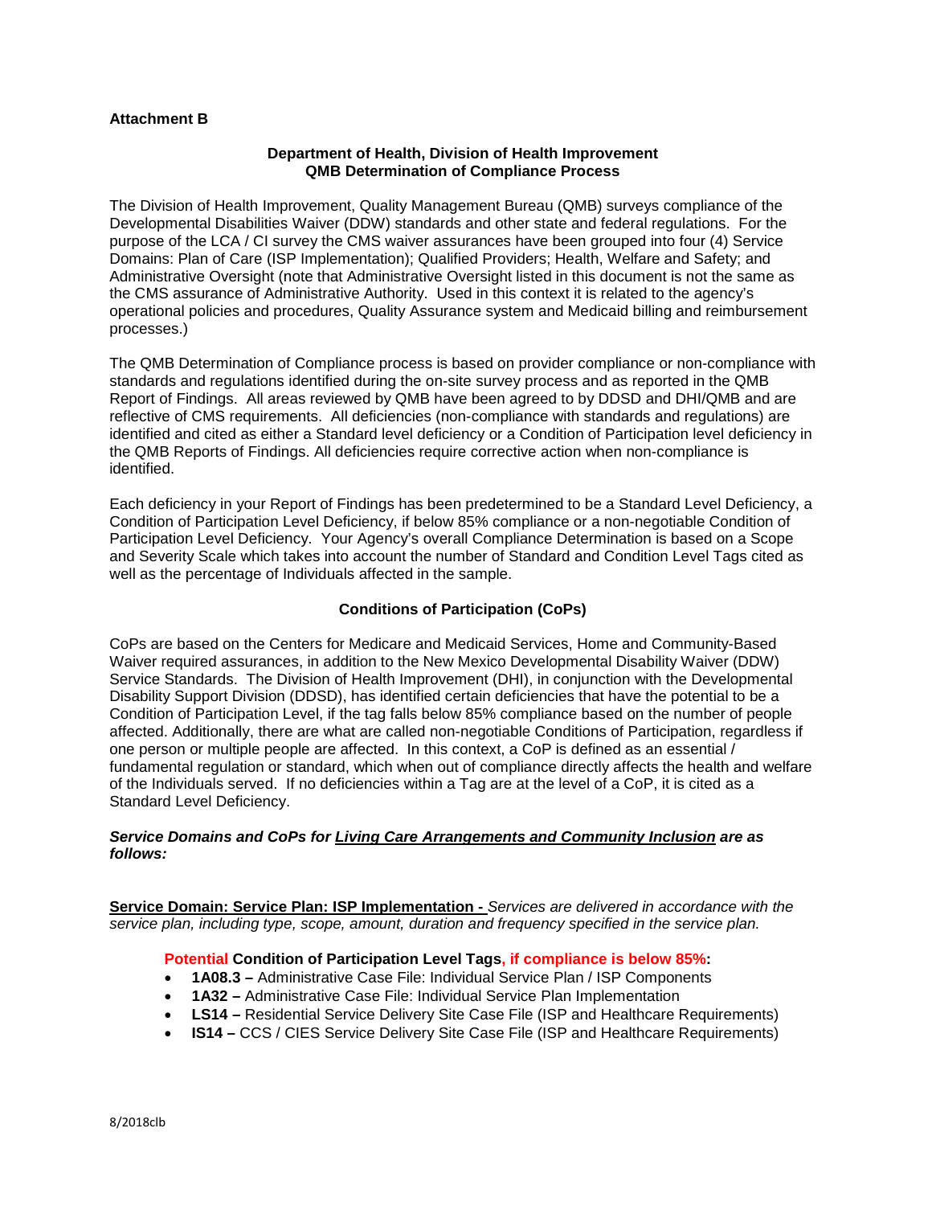**Attachment B**

**Department of Health, Division of Health Improvement**
**QMB Determination of Compliance Process**

The Division of Health Improvement, Quality Management Bureau (QMB) surveys compliance of the Developmental Disabilities Waiver (DDW) standards and other state and federal regulations. For the purpose of the LCA / CI survey the CMS waiver assurances have been grouped into four (4) Service Domains: Plan of Care (ISP Implementation); Qualified Providers; Health, Welfare and Safety; and Administrative Oversight (note that Administrative Oversight listed in this document is not the same as the CMS assurance of Administrative Authority. Used in this context it is related to the agency's operational policies and procedures, Quality Assurance system and Medicaid billing and reimbursement processes.)

The QMB Determination of Compliance process is based on provider compliance or non-compliance with standards and regulations identified during the on-site survey process and as reported in the QMB Report of Findings. All areas reviewed by QMB have been agreed to by DDSD and DHI/QMB and are reflective of CMS requirements. All deficiencies (non-compliance with standards and regulations) are identified and cited as either a Standard level deficiency or a Condition of Participation level deficiency in the QMB Reports of Findings. All deficiencies require corrective action when non-compliance is identified.

Each deficiency in your Report of Findings has been predetermined to be a Standard Level Deficiency, a Condition of Participation Level Deficiency, if below 85% compliance or a non-negotiable Condition of Participation Level Deficiency. Your Agency's overall Compliance Determination is based on a Scope and Severity Scale which takes into account the number of Standard and Condition Level Tags cited as well as the percentage of Individuals affected in the sample.

**Conditions of Participation (CoPs)**

CoPs are based on the Centers for Medicare and Medicaid Services, Home and Community-Based Waiver required assurances, in addition to the New Mexico Developmental Disability Waiver (DDW) Service Standards. The Division of Health Improvement (DHI), in conjunction with the Developmental Disability Support Division (DDSD), has identified certain deficiencies that have the potential to be a Condition of Participation Level, if the tag falls below 85% compliance based on the number of people affected. Additionally, there are what are called non-negotiable Conditions of Participation, regardless if one person or multiple people are affected. In this context, a CoP is defined as an essential / fundamental regulation or standard, which when out of compliance directly affects the health and welfare of the Individuals served. If no deficiencies within a Tag are at the level of a CoP, it is cited as a Standard Level Deficiency.

***Service Domains and CoPs for Living Care Arrangements and Community Inclusion are as follows:***

**Service Domain: Service Plan: ISP Implementation -** *Services are delivered in accordance with the service plan, including type, scope, amount, duration and frequency specified in the service plan.*

**Potential Condition of Participation Level Tags, if compliance is below 85%:**

- **1A08.3 –** Administrative Case File: Individual Service Plan / ISP Components
- **1A32 –** Administrative Case File: Individual Service Plan Implementation
- **LS14 –** Residential Service Delivery Site Case File (ISP and Healthcare Requirements)
- **IS14 –** CCS / CIES Service Delivery Site Case File (ISP and Healthcare Requirements)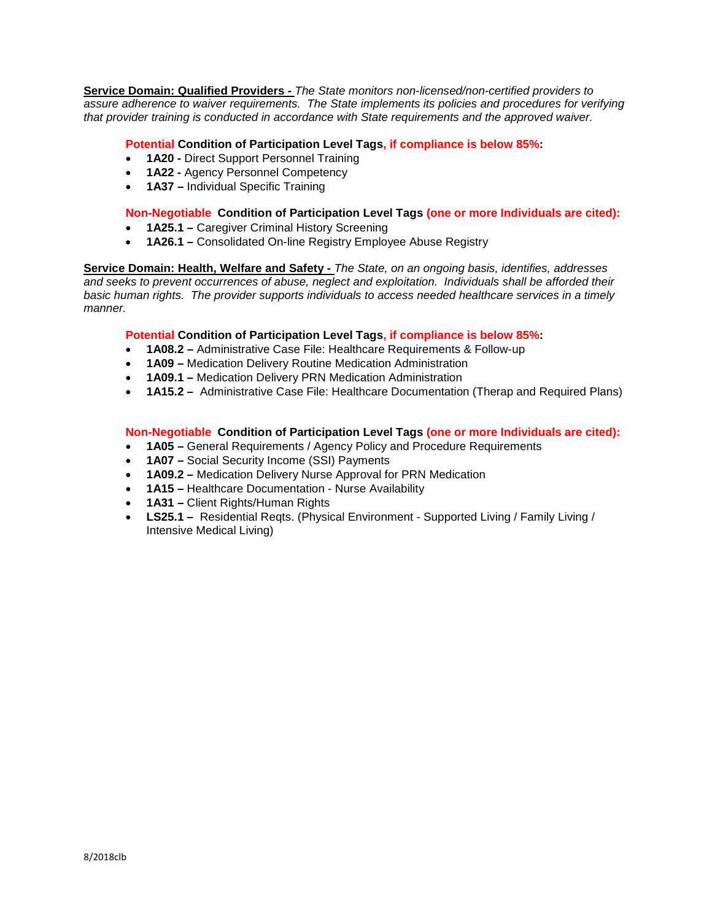**Service Domain: Qualified Providers -** *The State monitors non-licensed/non-certified providers to assure adherence to waiver requirements. The State implements its policies and procedures for verifying that provider training is conducted in accordance with State requirements and the approved waiver.*

**Potential Condition of Participation Level Tags, if compliance is below 85%:**

- **1A20 -** Direct Support Personnel Training
- **1A22 -** Agency Personnel Competency
- **1A37 –** Individual Specific Training

**Non-Negotiable Condition of Participation Level Tags (one or more Individuals are cited):**

- **1A25.1 –** Caregiver Criminal History Screening
- **1A26.1 –** Consolidated On-line Registry Employee Abuse Registry

**Service Domain: Health, Welfare and Safety -** *The State, on an ongoing basis, identifies, addresses and seeks to prevent occurrences of abuse, neglect and exploitation. Individuals shall be afforded their basic human rights. The provider supports individuals to access needed healthcare services in a timely manner.*

**Potential Condition of Participation Level Tags, if compliance is below 85%:**

- **1A08.2 –** Administrative Case File: Healthcare Requirements & Follow-up
- **1A09 –** Medication Delivery Routine Medication Administration
- **1A09.1 –** Medication Delivery PRN Medication Administration
- **1A15.2 –** Administrative Case File: Healthcare Documentation (Therap and Required Plans)

**Non-Negotiable Condition of Participation Level Tags (one or more Individuals are cited):**

- **1A05 –** General Requirements / Agency Policy and Procedure Requirements
- **1A07 –** Social Security Income (SSI) Payments
- **1A09.2 –** Medication Delivery Nurse Approval for PRN Medication
- **1A15 –** Healthcare Documentation - Nurse Availability
- **1A31 –** Client Rights/Human Rights
- **LS25.1 –** Residential Reqts. (Physical Environment - Supported Living / Family Living / Intensive Medical Living)

8/2018clb